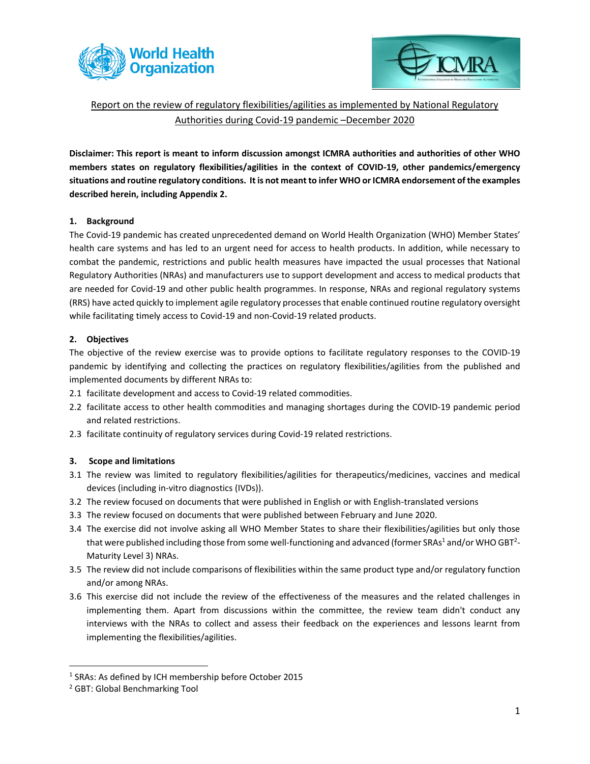Report on the review of regulatory flexibilities/agilities as implemented by National Regulatory Authorities during Covid-19 pandemic –December 2020

**Disclaimer: This report is meant to inform discussion amongst ICMRA authorities and authorities of other WHO members states on regulatory flexibilities/agilities in the context of COVID-19, other pandemics/emergency situations and routine regulatory conditions. It is not meant to infer WHO or ICMRA endorsement of the examples described herein, including Appendix 2.**

## 1. Background

The Covid-19 pandemic has created unprecedented demand on World Health Organization (WHO) Member States' health care systems and has led to an urgent need for access to health products. In addition, while necessary to combat the pandemic, restrictions and public health measures have impacted the usual processes that National Regulatory Authorities (NRAs) and manufacturers use to support development and access to medical products that are needed for Covid-19 and other public health programmes. In response, NRAs and regional regulatory systems (RRS) have acted quickly to implement agile regulatory processes that enable continued routine regulatory oversight while facilitating timely access to Covid-19 and non-Covid-19 related products.

## 2. Objectives

The objective of the review exercise was to provide options to facilitate regulatory responses to the COVID-19 pandemic by identifying and collecting the practices on regulatory flexibilities/agilities from the published and implemented documents by different NRAs to:

2.1 facilitate development and access to Covid-19 related commodities.

2.2 facilitate access to other health commodities and managing shortages during the COVID-19 pandemic period and related restrictions.

2.3 facilitate continuity of regulatory services during Covid-19 related restrictions.

## 3. Scope and limitations

3.1 The review was limited to regulatory flexibilities/agilities for therapeutics/medicines, vaccines and medical devices (including in-vitro diagnostics (IVDs)).

3.2 The review focused on documents that were published in English or with English-translated versions

3.3 The review focused on documents that were published between February and June 2020.

3.4 The exercise did not involve asking all WHO Member States to share their flexibilities/agilities but only those that were published including those from some well-functioning and advanced (former SRAs[1] and/or WHO GBT[2]-Maturity Level 3) NRAs.

3.5 The review did not include comparisons of flexibilities within the same product type and/or regulatory function and/or among NRAs.

3.6 This exercise did not include the review of the effectiveness of the measures and the related challenges in implementing them. Apart from discussions within the committee, the review team didn't conduct any interviews with the NRAs to collect and assess their feedback on the experiences and lessons learnt from implementing the flexibilities/agilities.

---

[1] SRAs: As defined by ICH membership before October 2015

[2] GBT: Global Benchmarking Tool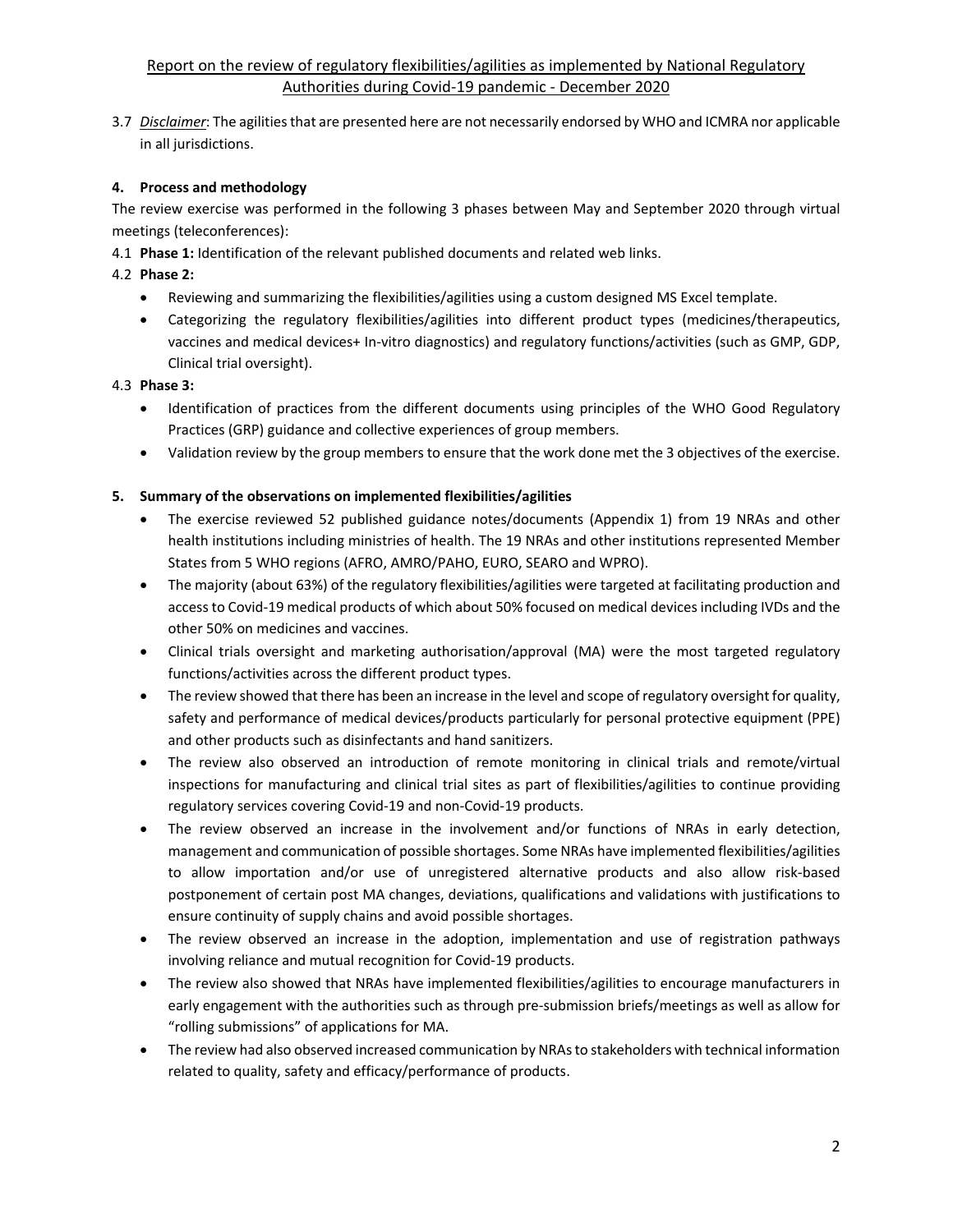3.7 *Disclaimer*: The agilities that are presented here are not necessarily endorsed by WHO and ICMRA nor applicable in all jurisdictions.

## 4. Process and methodology

The review exercise was performed in the following 3 phases between May and September 2020 through virtual meetings (teleconferences):

4.1 **Phase 1:** Identification of the relevant published documents and related web links.

4.2 **Phase 2:**

- Reviewing and summarizing the flexibilities/agilities using a custom designed MS Excel template.
- Categorizing the regulatory flexibilities/agilities into different product types (medicines/therapeutics, vaccines and medical devices+ In-vitro diagnostics) and regulatory functions/activities (such as GMP, GDP, Clinical trial oversight).

4.3 **Phase 3:**

- Identification of practices from the different documents using principles of the WHO Good Regulatory Practices (GRP) guidance and collective experiences of group members.
- Validation review by the group members to ensure that the work done met the 3 objectives of the exercise.

## 5. Summary of the observations on implemented flexibilities/agilities

- The exercise reviewed 52 published guidance notes/documents (Appendix 1) from 19 NRAs and other health institutions including ministries of health. The 19 NRAs and other institutions represented Member States from 5 WHO regions (AFRO, AMRO/PAHO, EURO, SEARO and WPRO).
- The majority (about 63%) of the regulatory flexibilities/agilities were targeted at facilitating production and access to Covid-19 medical products of which about 50% focused on medical devices including IVDs and the other 50% on medicines and vaccines.
- Clinical trials oversight and marketing authorisation/approval (MA) were the most targeted regulatory functions/activities across the different product types.
- The review showed that there has been an increase in the level and scope of regulatory oversight for quality, safety and performance of medical devices/products particularly for personal protective equipment (PPE) and other products such as disinfectants and hand sanitizers.
- The review also observed an introduction of remote monitoring in clinical trials and remote/virtual inspections for manufacturing and clinical trial sites as part of flexibilities/agilities to continue providing regulatory services covering Covid-19 and non-Covid-19 products.
- The review observed an increase in the involvement and/or functions of NRAs in early detection, management and communication of possible shortages. Some NRAs have implemented flexibilities/agilities to allow importation and/or use of unregistered alternative products and also allow risk-based postponement of certain post MA changes, deviations, qualifications and validations with justifications to ensure continuity of supply chains and avoid possible shortages.
- The review observed an increase in the adoption, implementation and use of registration pathways involving reliance and mutual recognition for Covid-19 products.
- The review also showed that NRAs have implemented flexibilities/agilities to encourage manufacturers in early engagement with the authorities such as through pre-submission briefs/meetings as well as allow for "rolling submissions" of applications for MA.
- The review had also observed increased communication by NRAs to stakeholders with technical information related to quality, safety and efficacy/performance of products.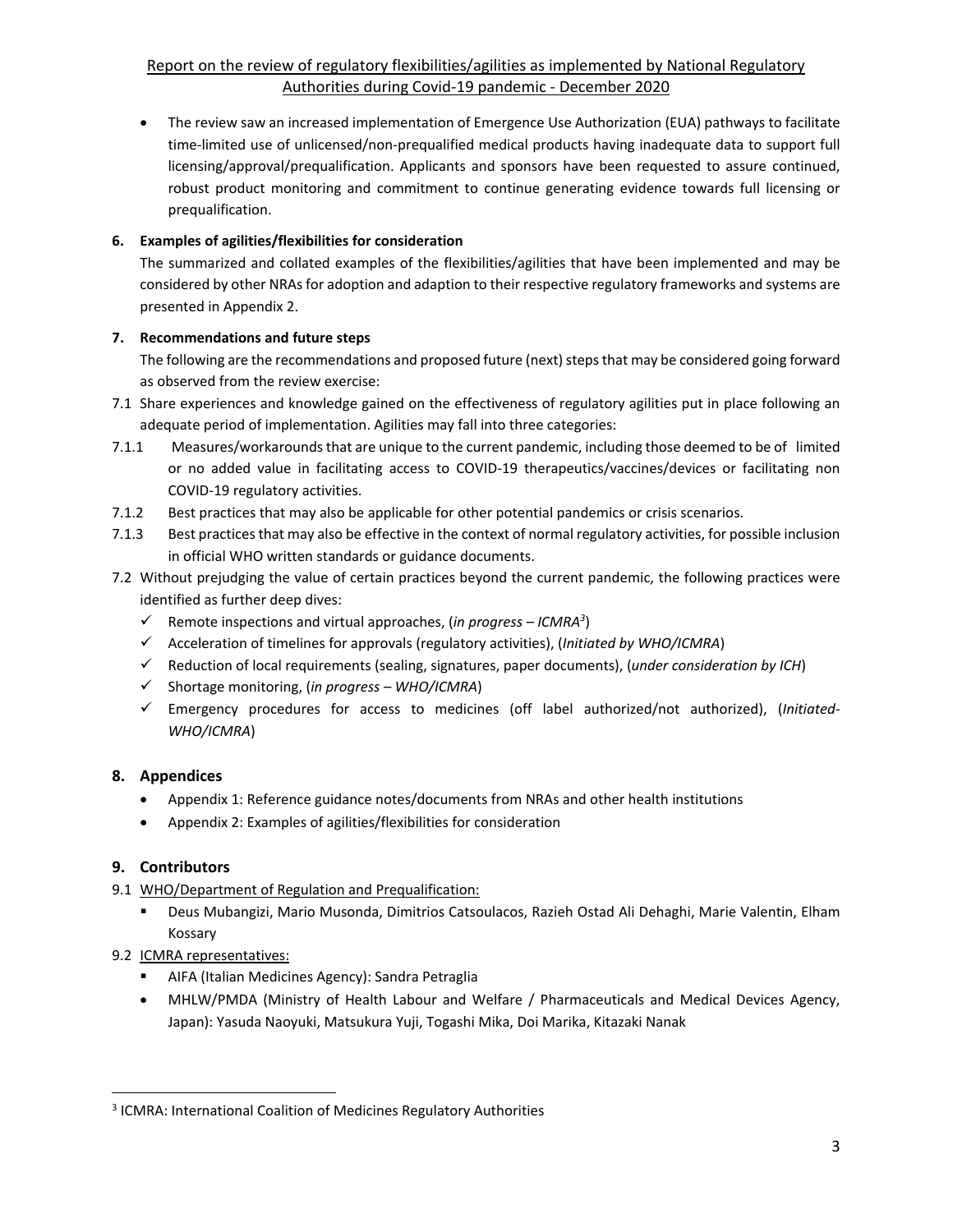- The review saw an increased implementation of Emergence Use Authorization (EUA) pathways to facilitate time-limited use of unlicensed/non-prequalified medical products having inadequate data to support full licensing/approval/prequalification. Applicants and sponsors have been requested to assure continued, robust product monitoring and commitment to continue generating evidence towards full licensing or prequalification.

**6. Examples of agilities/flexibilities for consideration**

The summarized and collated examples of the flexibilities/agilities that have been implemented and may be considered by other NRAs for adoption and adaption to their respective regulatory frameworks and systems are presented in Appendix 2.

**7. Recommendations and future steps**

The following are the recommendations and proposed future (next) steps that may be considered going forward as observed from the review exercise:

7.1 Share experiences and knowledge gained on the effectiveness of regulatory agilities put in place following an adequate period of implementation. Agilities may fall into three categories:

7.1.1 Measures/workarounds that are unique to the current pandemic, including those deemed to be of limited or no added value in facilitating access to COVID-19 therapeutics/vaccines/devices or facilitating non COVID-19 regulatory activities.

7.1.2 Best practices that may also be applicable for other potential pandemics or crisis scenarios.

7.1.3 Best practices that may also be effective in the context of normal regulatory activities, for possible inclusion in official WHO written standards or guidance documents.

7.2 Without prejudging the value of certain practices beyond the current pandemic, the following practices were identified as further deep dives:

- ✓ Remote inspections and virtual approaches, (*in progress – ICMRA*[3])
- ✓ Acceleration of timelines for approvals (regulatory activities), (*Initiated by WHO/ICMRA*)
- ✓ Reduction of local requirements (sealing, signatures, paper documents), (*under consideration by ICH*)
- ✓ Shortage monitoring, (*in progress – WHO/ICMRA*)
- ✓ Emergency procedures for access to medicines (off label authorized/not authorized), (*Initiated-WHO/ICMRA*)

## 8. Appendices

- Appendix 1: Reference guidance notes/documents from NRAs and other health institutions
- Appendix 2: Examples of agilities/flexibilities for consideration

## 9. Contributors

9.1 WHO/Department of Regulation and Prequalification:

- Deus Mubangizi, Mario Musonda, Dimitrios Catsoulacos, Razieh Ostad Ali Dehaghi, Marie Valentin, Elham Kossary

9.2 ICMRA representatives:

- AIFA (Italian Medicines Agency): Sandra Petraglia
- MHLW/PMDA (Ministry of Health Labour and Welfare / Pharmaceuticals and Medical Devices Agency, Japan): Yasuda Naoyuki, Matsukura Yuji, Togashi Mika, Doi Marika, Kitazaki Nanak

[3] ICMRA: International Coalition of Medicines Regulatory Authorities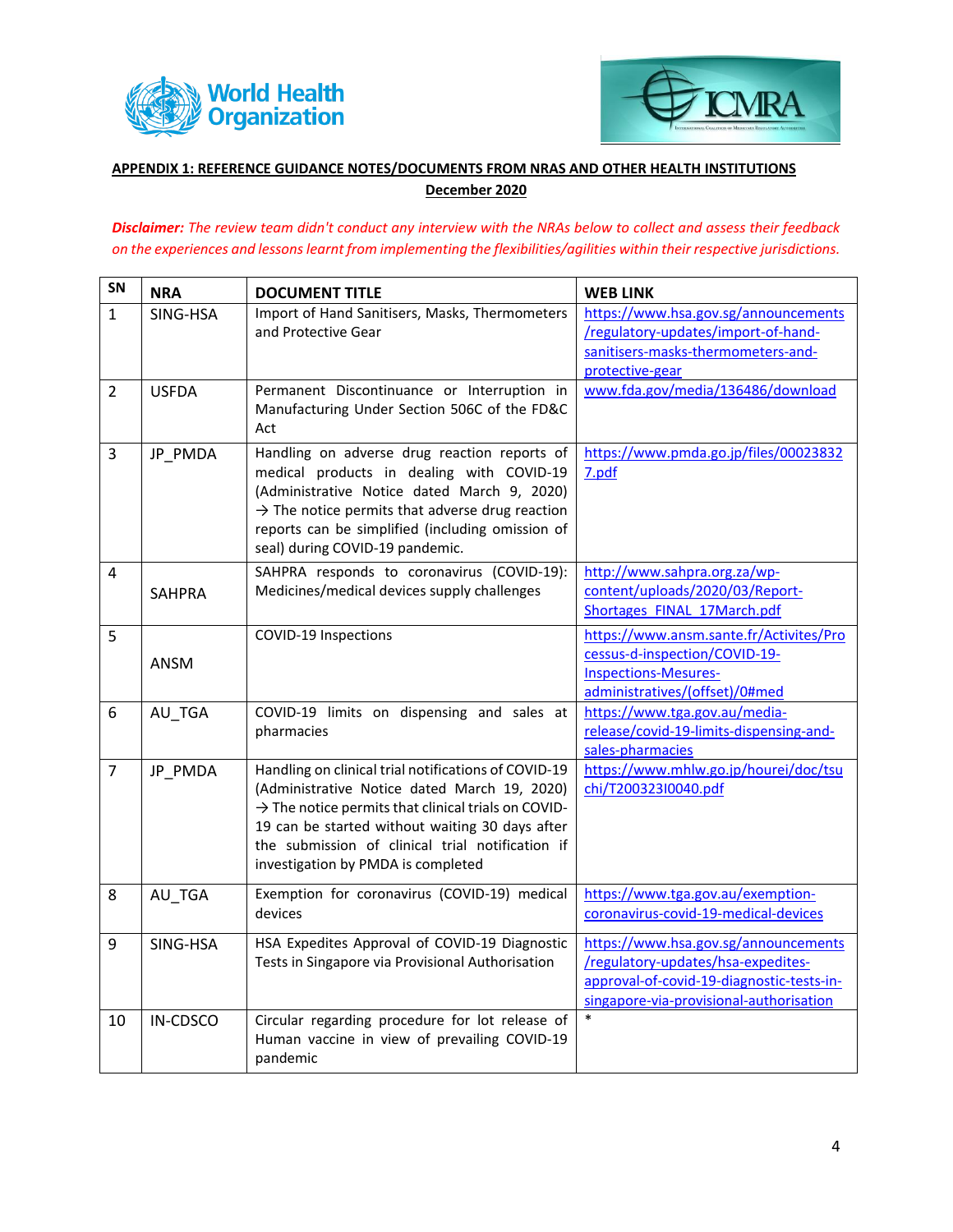**APPENDIX 1: REFERENCE GUIDANCE NOTES/DOCUMENTS FROM NRAS AND OTHER HEALTH INSTITUTIONS**

**December 2020**

***Disclaimer:*** *The review team didn't conduct any interview with the NRAs below to collect and assess their feedback on the experiences and lessons learnt from implementing the flexibilities/agilities within their respective jurisdictions.*

| SN | NRA | DOCUMENT TITLE | WEB LINK |
|---|---|---|---|
| 1 | SING-HSA | Import of Hand Sanitisers, Masks, Thermometers and Protective Gear | https://www.hsa.gov.sg/announcements/regulatory-updates/import-of-hand-sanitisers-masks-thermometers-and-protective-gear |
| 2 | USFDA | Permanent Discontinuance or Interruption in Manufacturing Under Section 506C of the FD&C Act | www.fda.gov/media/136486/download |
| 3 | JP_PMDA | Handling on adverse drug reaction reports of medical products in dealing with COVID-19 (Administrative Notice dated March 9, 2020) → The notice permits that adverse drug reaction reports can be simplified (including omission of seal) during COVID-19 pandemic. | https://www.pmda.go.jp/files/000238327.pdf |
| 4 | SAHPRA | SAHPRA responds to coronavirus (COVID-19): Medicines/medical devices supply challenges | http://www.sahpra.org.za/wp-content/uploads/2020/03/Report-Shortages_FINAL_17March.pdf |
| 5 | ANSM | COVID-19 Inspections | https://www.ansm.sante.fr/Activites/Processus-d-inspection/COVID-19-Inspections-Mesures-administratives/(offset)/0#med |
| 6 | AU_TGA | COVID-19 limits on dispensing and sales at pharmacies | https://www.tga.gov.au/media-release/covid-19-limits-dispensing-and-sales-pharmacies |
| 7 | JP_PMDA | Handling on clinical trial notifications of COVID-19 (Administrative Notice dated March 19, 2020) → The notice permits that clinical trials on COVID-19 can be started without waiting 30 days after the submission of clinical trial notification if investigation by PMDA is completed | https://www.mhlw.go.jp/hourei/doc/tsuchi/T200323I0040.pdf |
| 8 | AU_TGA | Exemption for coronavirus (COVID-19) medical devices | https://www.tga.gov.au/exemption-coronavirus-covid-19-medical-devices |
| 9 | SING-HSA | HSA Expedites Approval of COVID-19 Diagnostic Tests in Singapore via Provisional Authorisation | https://www.hsa.gov.sg/announcements/regulatory-updates/hsa-expedites-approval-of-covid-19-diagnostic-tests-in-singapore-via-provisional-authorisation |
| 10 | IN-CDSCO | Circular regarding procedure for lot release of Human vaccine in view of prevailing COVID-19 pandemic | * |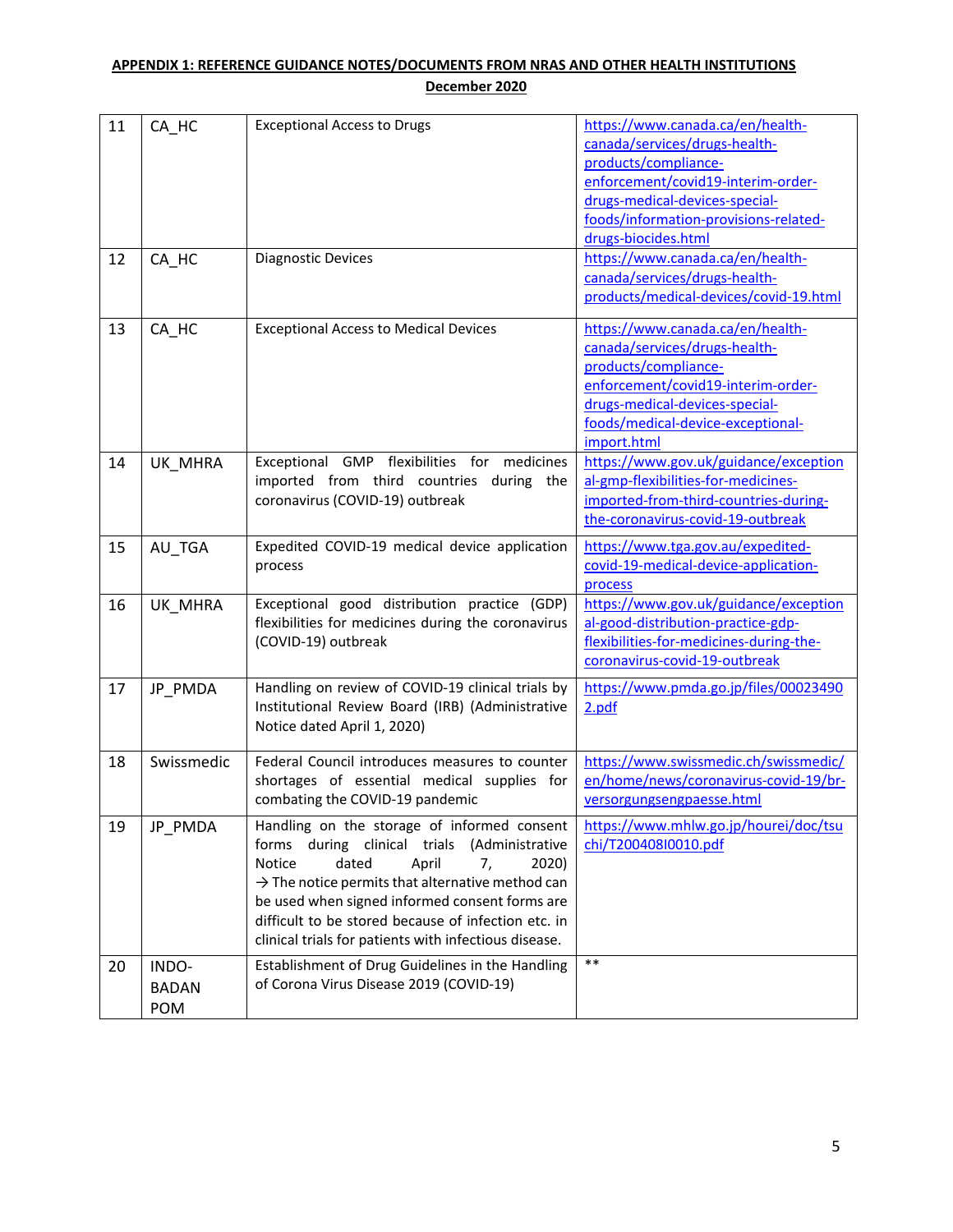**APPENDIX 1: REFERENCE GUIDANCE NOTES/DOCUMENTS FROM NRAS AND OTHER HEALTH INSTITUTIONS**

**December 2020**

| | | | |
|---|---|---|---|
| 11 | CA_HC | Exceptional Access to Drugs | https://www.canada.ca/en/health-canada/services/drugs-health-products/compliance-enforcement/covid19-interim-order-drugs-medical-devices-special-foods/information-provisions-related-drugs-biocides.html |
| 12 | CA_HC | Diagnostic Devices | https://www.canada.ca/en/health-canada/services/drugs-health-products/medical-devices/covid-19.html |
| 13 | CA_HC | Exceptional Access to Medical Devices | https://www.canada.ca/en/health-canada/services/drugs-health-products/compliance-enforcement/covid19-interim-order-drugs-medical-devices-special-foods/medical-device-exceptional-import.html |
| 14 | UK_MHRA | Exceptional GMP flexibilities for medicines imported from third countries during the coronavirus (COVID-19) outbreak | https://www.gov.uk/guidance/exceptional-gmp-flexibilities-for-medicines-imported-from-third-countries-during-the-coronavirus-covid-19-outbreak |
| 15 | AU_TGA | Expedited COVID-19 medical device application process | https://www.tga.gov.au/expedited-covid-19-medical-device-application-process |
| 16 | UK_MHRA | Exceptional good distribution practice (GDP) flexibilities for medicines during the coronavirus (COVID-19) outbreak | https://www.gov.uk/guidance/exceptional-good-distribution-practice-gdp-flexibilities-for-medicines-during-the-coronavirus-covid-19-outbreak |
| 17 | JP_PMDA | Handling on review of COVID-19 clinical trials by Institutional Review Board (IRB) (Administrative Notice dated April 1, 2020) | https://www.pmda.go.jp/files/000234902.pdf |
| 18 | Swissmedic | Federal Council introduces measures to counter shortages of essential medical supplies for combating the COVID-19 pandemic | https://www.swissmedic.ch/swissmedic/en/home/news/coronavirus-covid-19/br-versorgungsengpaesse.html |
| 19 | JP_PMDA | Handling on the storage of informed consent forms during clinical trials (Administrative Notice dated April 7, 2020) → The notice permits that alternative method can be used when signed informed consent forms are difficult to be stored because of infection etc. in clinical trials for patients with infectious disease. | https://www.mhlw.go.jp/hourei/doc/tsuchi/T200408I0010.pdf |
| 20 | INDO-BADAN POM | Establishment of Drug Guidelines in the Handling of Corona Virus Disease 2019 (COVID-19) | ** |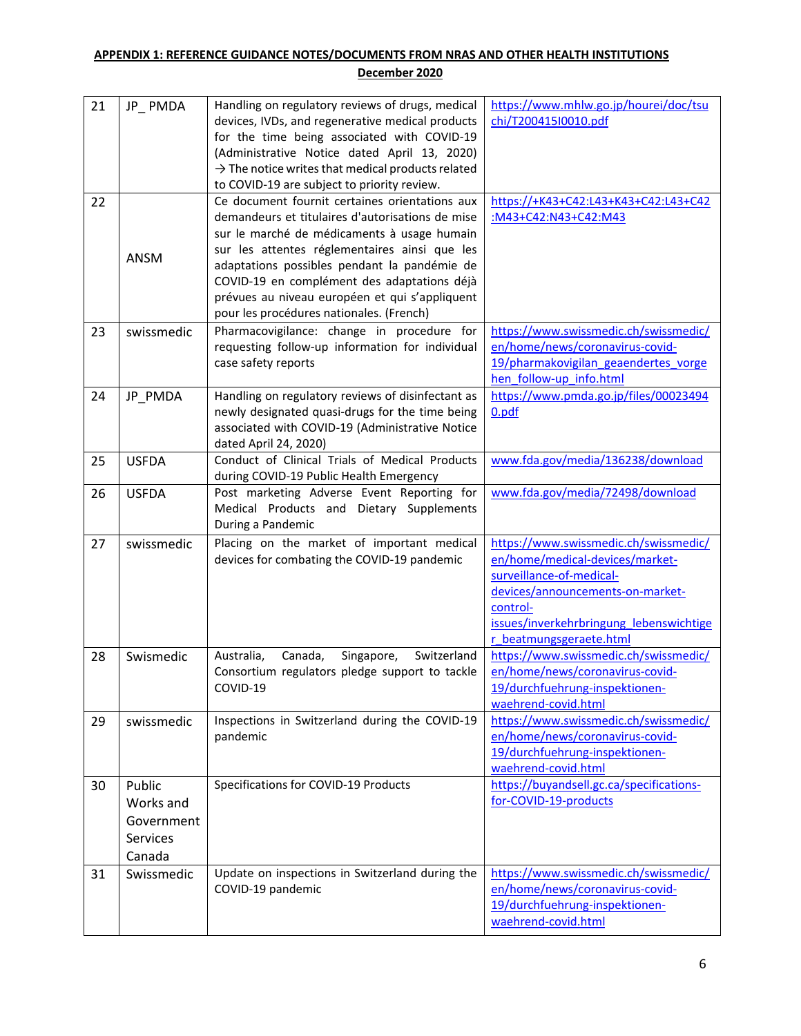**APPENDIX 1: REFERENCE GUIDANCE NOTES/DOCUMENTS FROM NRAS AND OTHER HEALTH INSTITUTIONS**

**December 2020**

| | | | |
|---|---|---|---|
| 21 | JP_ PMDA | Handling on regulatory reviews of drugs, medical devices, IVDs, and regenerative medical products for the time being associated with COVID-19 (Administrative Notice dated April 13, 2020) → The notice writes that medical products related to COVID-19 are subject to priority review. | https://www.mhlw.go.jp/hourei/doc/tsuchi/T200415I0010.pdf |
| 22 | ANSM | Ce document fournit certaines orientations aux demandeurs et titulaires d'autorisations de mise sur le marché de médicaments à usage humain sur les attentes réglementaires ainsi que les adaptations possibles pendant la pandémie de COVID-19 en complément des adaptations déjà prévues au niveau européen et qui s'appliquent pour les procédures nationales. (French) | https://+K43+C42:L43+K43+C42:L43+C42:M43+C42:N43+C42:M43 |
| 23 | swissmedic | Pharmacovigilance: change in procedure for requesting follow-up information for individual case safety reports | https://www.swissmedic.ch/swissmedic/en/home/news/coronavirus-covid-19/pharmakovigilan_geaendertes_vorgehen_follow-up_info.html |
| 24 | JP_PMDA | Handling on regulatory reviews of disinfectant as newly designated quasi-drugs for the time being associated with COVID-19 (Administrative Notice dated April 24, 2020) | https://www.pmda.go.jp/files/000234940.pdf |
| 25 | USFDA | Conduct of Clinical Trials of Medical Products during COVID-19 Public Health Emergency | www.fda.gov/media/136238/download |
| 26 | USFDA | Post marketing Adverse Event Reporting for Medical Products and Dietary Supplements During a Pandemic | www.fda.gov/media/72498/download |
| 27 | swissmedic | Placing on the market of important medical devices for combating the COVID-19 pandemic | https://www.swissmedic.ch/swissmedic/en/home/medical-devices/market-surveillance-of-medical-devices/announcements-on-market-control-issues/inverkehrbringung_lebenswichtiger_beatmungsgeraete.html |
| 28 | Swismedic | Australia, Canada, Singapore, Switzerland Consortium regulators pledge support to tackle COVID-19 | https://www.swissmedic.ch/swissmedic/en/home/news/coronavirus-covid-19/durchfuehrung-inspektionen-waehrend-covid.html |
| 29 | swissmedic | Inspections in Switzerland during the COVID-19 pandemic | https://www.swissmedic.ch/swissmedic/en/home/news/coronavirus-covid-19/durchfuehrung-inspektionen-waehrend-covid.html |
| 30 | Public Works and Government Services Canada | Specifications for COVID-19 Products | https://buyandsell.gc.ca/specifications-for-COVID-19-products |
| 31 | Swissmedic | Update on inspections in Switzerland during the COVID-19 pandemic | https://www.swissmedic.ch/swissmedic/en/home/news/coronavirus-covid-19/durchfuehrung-inspektionen-waehrend-covid.html |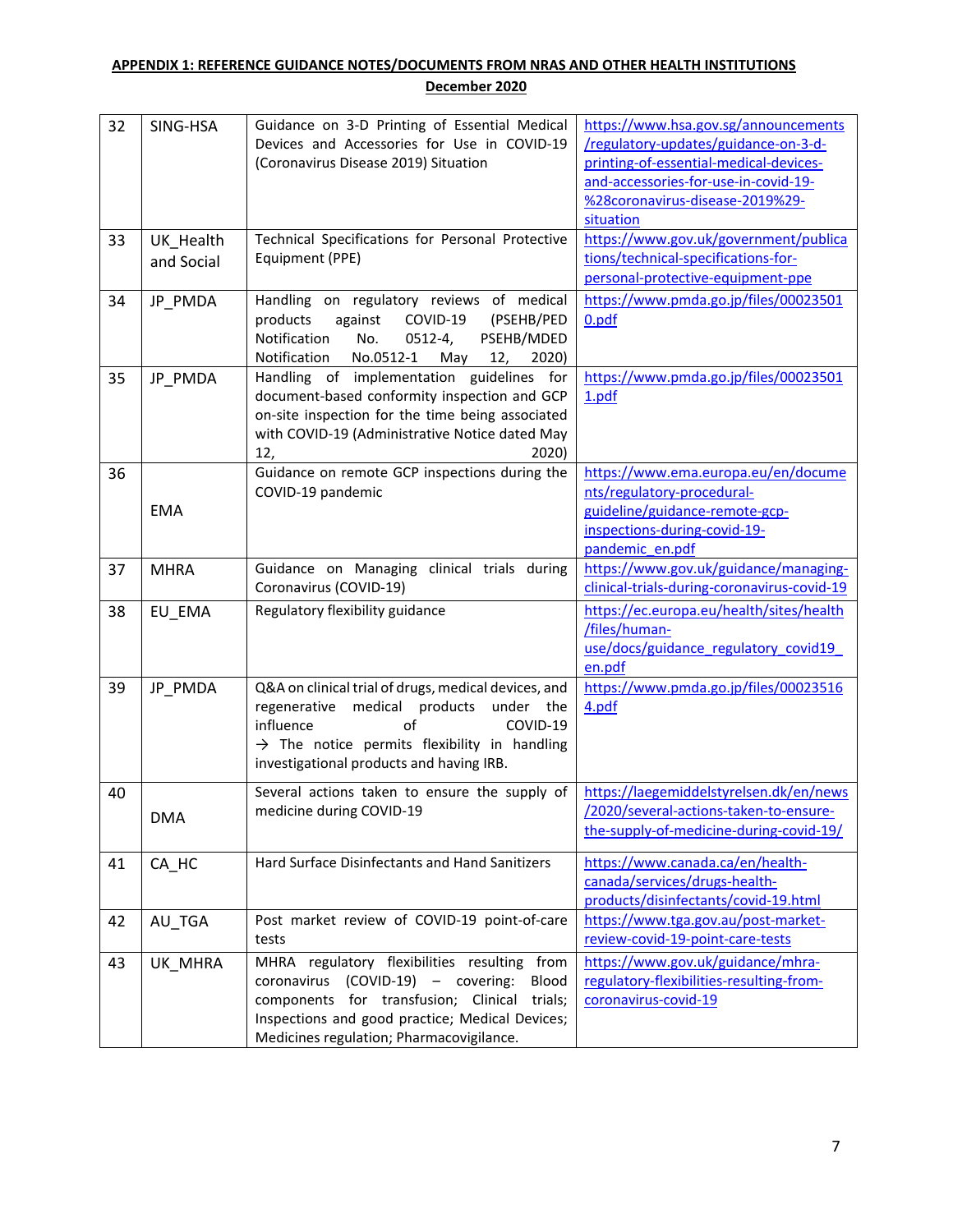**APPENDIX 1: REFERENCE GUIDANCE NOTES/DOCUMENTS FROM NRAS AND OTHER HEALTH INSTITUTIONS**

**December 2020**

| | | | |
|---|---|---|---|
| 32 | SING-HSA | Guidance on 3-D Printing of Essential Medical Devices and Accessories for Use in COVID-19 (Coronavirus Disease 2019) Situation | https://www.hsa.gov.sg/announcements/regulatory-updates/guidance-on-3-d-printing-of-essential-medical-devices-and-accessories-for-use-in-covid-19-%28coronavirus-disease-2019%29-situation |
| 33 | UK_Health and Social | Technical Specifications for Personal Protective Equipment (PPE) | https://www.gov.uk/government/publications/technical-specifications-for-personal-protective-equipment-ppe |
| 34 | JP_PMDA | Handling on regulatory reviews of medical products against COVID-19 (PSEHB/PED Notification No. 0512-4, PSEHB/MDED Notification No.0512-1 May 12, 2020) | https://www.pmda.go.jp/files/000235010.pdf |
| 35 | JP_PMDA | Handling of implementation guidelines for document-based conformity inspection and GCP on-site inspection for the time being associated with COVID-19 (Administrative Notice dated May 12, 2020) | https://www.pmda.go.jp/files/000235011.pdf |
| 36 | EMA | Guidance on remote GCP inspections during the COVID-19 pandemic | https://www.ema.europa.eu/en/documents/regulatory-procedural-guideline/guidance-remote-gcp-inspections-during-covid-19-pandemic_en.pdf |
| 37 | MHRA | Guidance on Managing clinical trials during Coronavirus (COVID-19) | https://www.gov.uk/guidance/managing-clinical-trials-during-coronavirus-covid-19 |
| 38 | EU_EMA | Regulatory flexibility guidance | https://ec.europa.eu/health/sites/health/files/human-use/docs/guidance_regulatory_covid19_en.pdf |
| 39 | JP_PMDA | Q&A on clinical trial of drugs, medical devices, and regenerative medical products under the influence of COVID-19 → The notice permits flexibility in handling investigational products and having IRB. | https://www.pmda.go.jp/files/000235164.pdf |
| 40 | DMA | Several actions taken to ensure the supply of medicine during COVID-19 | https://laegemiddelstyrelsen.dk/en/news/2020/several-actions-taken-to-ensure-the-supply-of-medicine-during-covid-19/ |
| 41 | CA_HC | Hard Surface Disinfectants and Hand Sanitizers | https://www.canada.ca/en/health-canada/services/drugs-health-products/disinfectants/covid-19.html |
| 42 | AU_TGA | Post market review of COVID-19 point-of-care tests | https://www.tga.gov.au/post-market-review-covid-19-point-care-tests |
| 43 | UK_MHRA | MHRA regulatory flexibilities resulting from coronavirus (COVID-19) – covering: Blood components for transfusion; Clinical trials; Inspections and good practice; Medical Devices; Medicines regulation; Pharmacovigilance. | https://www.gov.uk/guidance/mhra-regulatory-flexibilities-resulting-from-coronavirus-covid-19 |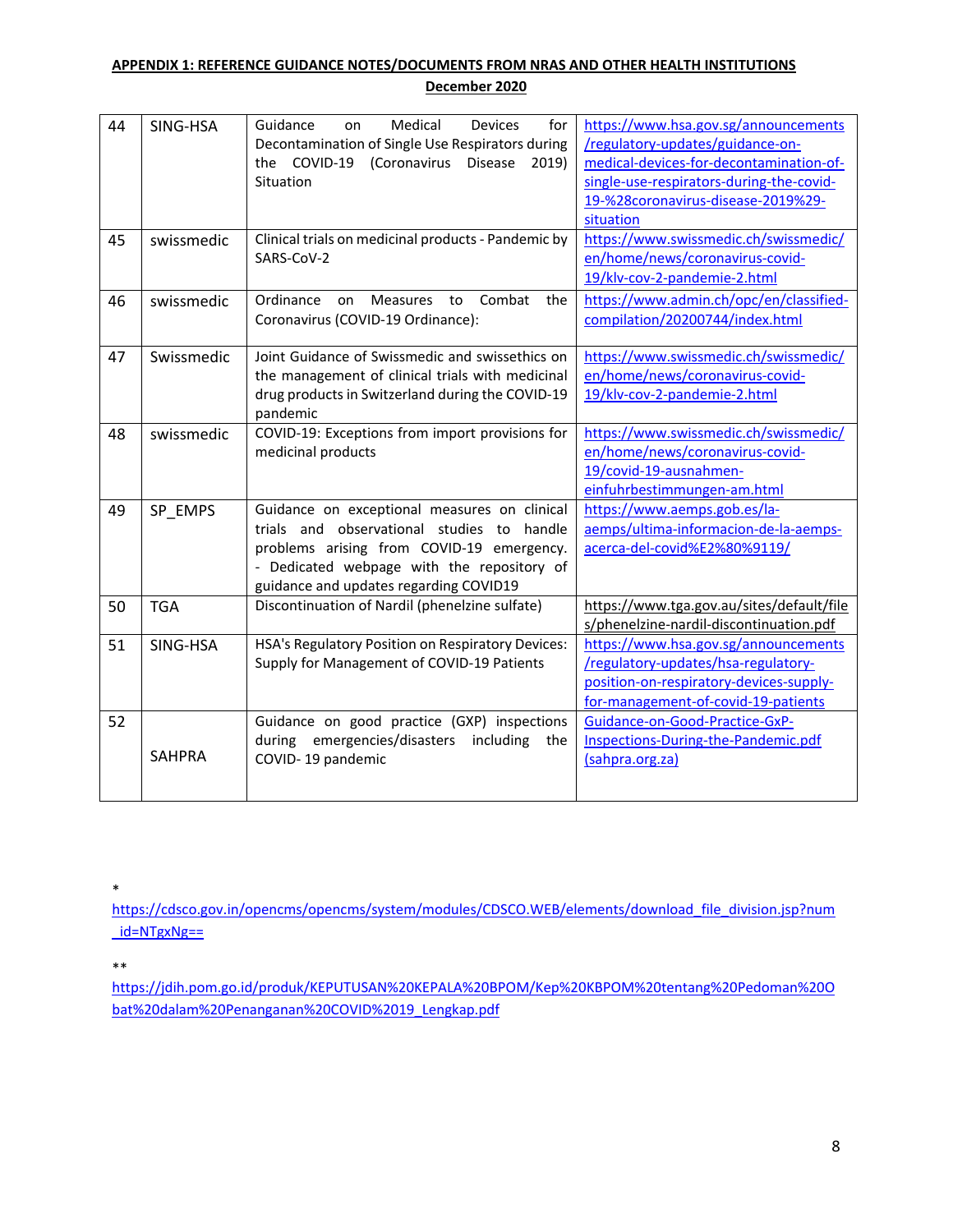**APPENDIX 1: REFERENCE GUIDANCE NOTES/DOCUMENTS FROM NRAS AND OTHER HEALTH INSTITUTIONS**

**December 2020**

| | | | |
|---|---|---|---|
| 44 | SING-HSA | Guidance on Medical Devices for Decontamination of Single Use Respirators during the COVID-19 (Coronavirus Disease 2019) Situation | https://www.hsa.gov.sg/announcements/regulatory-updates/guidance-on-medical-devices-for-decontamination-of-single-use-respirators-during-the-covid-19-%28coronavirus-disease-2019%29-situation |
| 45 | swissmedic | Clinical trials on medicinal products - Pandemic by SARS-CoV-2 | https://www.swissmedic.ch/swissmedic/en/home/news/coronavirus-covid-19/klv-cov-2-pandemie-2.html |
| 46 | swissmedic | Ordinance on Measures to Combat the Coronavirus (COVID-19 Ordinance): | https://www.admin.ch/opc/en/classified-compilation/20200744/index.html |
| 47 | Swissmedic | Joint Guidance of Swissmedic and swissethics on the management of clinical trials with medicinal drug products in Switzerland during the COVID-19 pandemic | https://www.swissmedic.ch/swissmedic/en/home/news/coronavirus-covid-19/klv-cov-2-pandemie-2.html |
| 48 | swissmedic | COVID-19: Exceptions from import provisions for medicinal products | https://www.swissmedic.ch/swissmedic/en/home/news/coronavirus-covid-19/covid-19-ausnahmen-einfuhrbestimmungen-am.html |
| 49 | SP_EMPS | Guidance on exceptional measures on clinical trials and observational studies to handle problems arising from COVID-19 emergency. - Dedicated webpage with the repository of guidance and updates regarding COVID19 | https://www.aemps.gob.es/la-aemps/ultima-informacion-de-la-aemps-acerca-del-covid%E2%80%9119/ |
| 50 | TGA | Discontinuation of Nardil (phenelzine sulfate) | https://www.tga.gov.au/sites/default/files/phenelzine-nardil-discontinuation.pdf |
| 51 | SING-HSA | HSA's Regulatory Position on Respiratory Devices: Supply for Management of COVID-19 Patients | https://www.hsa.gov.sg/announcements/regulatory-updates/hsa-regulatory-position-on-respiratory-devices-supply-for-management-of-covid-19-patients |
| 52 | SAHPRA | Guidance on good practice (GXP) inspections during emergencies/disasters including the COVID- 19 pandemic | Guidance-on-Good-Practice-GxP-Inspections-During-the-Pandemic.pdf (sahpra.org.za) |

*
https://cdsco.gov.in/opencms/opencms/system/modules/CDSCO.WEB/elements/download_file_division.jsp?num_id=NTgxNg==

**
https://jdih.pom.go.id/produk/KEPUTUSAN%20KEPALA%20BPOM/Kep%20KBPOM%20tentang%20Pedoman%20Obat%20dalam%20Penanganan%20COVID%2019_Lengkap.pdf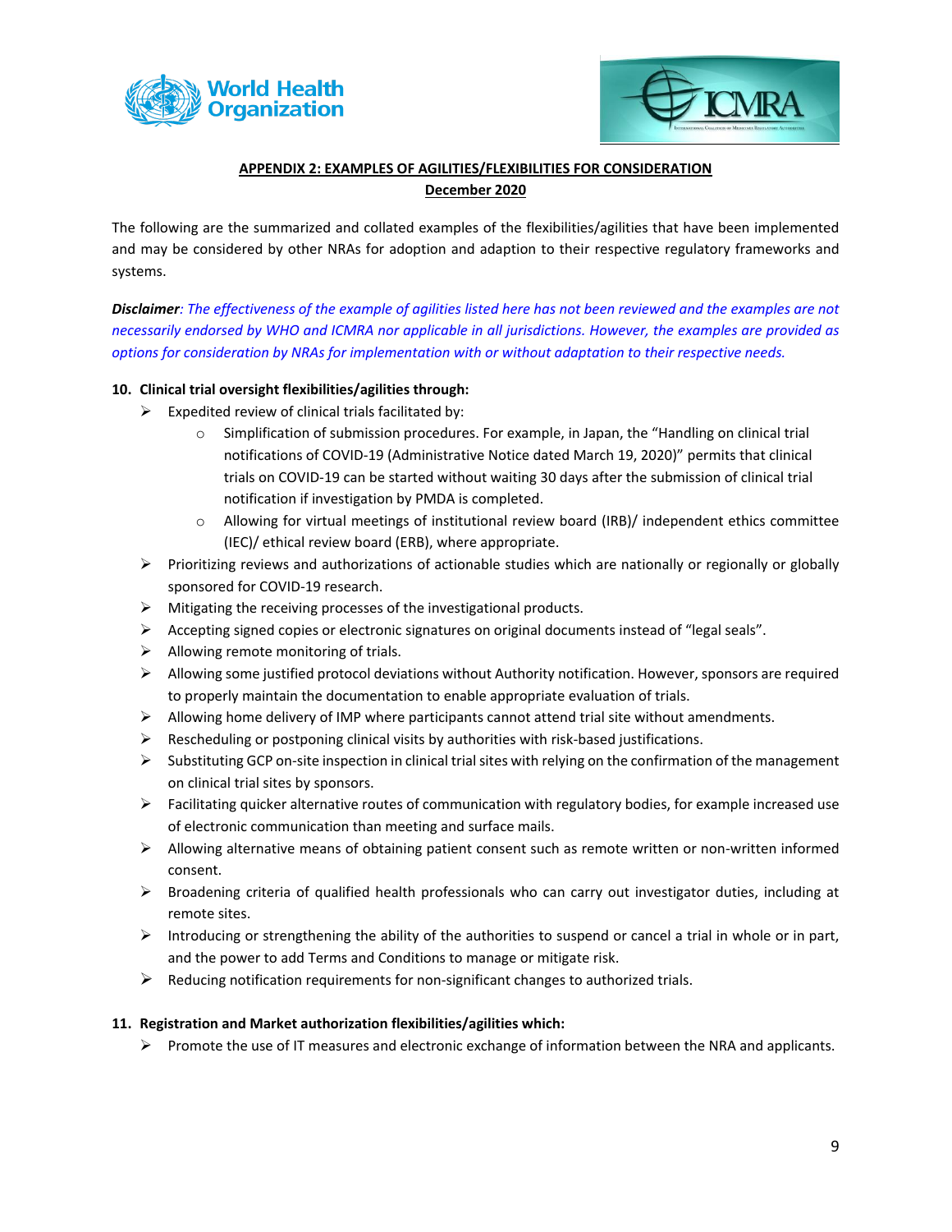**APPENDIX 2: EXAMPLES OF AGILITIES/FLEXIBILITIES FOR CONSIDERATION**

**December 2020**

The following are the summarized and collated examples of the flexibilities/agilities that have been implemented and may be considered by other NRAs for adoption and adaption to their respective regulatory frameworks and systems.

***Disclaimer****: The effectiveness of the example of agilities listed here has not been reviewed and the examples are not necessarily endorsed by WHO and ICMRA nor applicable in all jurisdictions. However, the examples are provided as options for consideration by NRAs for implementation with or without adaptation to their respective needs.*

**10. Clinical trial oversight flexibilities/agilities through:**

- Expedited review of clinical trials facilitated by:
  - Simplification of submission procedures. For example, in Japan, the "Handling on clinical trial notifications of COVID-19 (Administrative Notice dated March 19, 2020)" permits that clinical trials on COVID-19 can be started without waiting 30 days after the submission of clinical trial notification if investigation by PMDA is completed.
  - Allowing for virtual meetings of institutional review board (IRB)/ independent ethics committee (IEC)/ ethical review board (ERB), where appropriate.
- Prioritizing reviews and authorizations of actionable studies which are nationally or regionally or globally sponsored for COVID-19 research.
- Mitigating the receiving processes of the investigational products.
- Accepting signed copies or electronic signatures on original documents instead of "legal seals".
- Allowing remote monitoring of trials.
- Allowing some justified protocol deviations without Authority notification. However, sponsors are required to properly maintain the documentation to enable appropriate evaluation of trials.
- Allowing home delivery of IMP where participants cannot attend trial site without amendments.
- Rescheduling or postponing clinical visits by authorities with risk-based justifications.
- Substituting GCP on-site inspection in clinical trial sites with relying on the confirmation of the management on clinical trial sites by sponsors.
- Facilitating quicker alternative routes of communication with regulatory bodies, for example increased use of electronic communication than meeting and surface mails.
- Allowing alternative means of obtaining patient consent such as remote written or non-written informed consent.
- Broadening criteria of qualified health professionals who can carry out investigator duties, including at remote sites.
- Introducing or strengthening the ability of the authorities to suspend or cancel a trial in whole or in part, and the power to add Terms and Conditions to manage or mitigate risk.
- Reducing notification requirements for non-significant changes to authorized trials.

**11. Registration and Market authorization flexibilities/agilities which:**

- Promote the use of IT measures and electronic exchange of information between the NRA and applicants.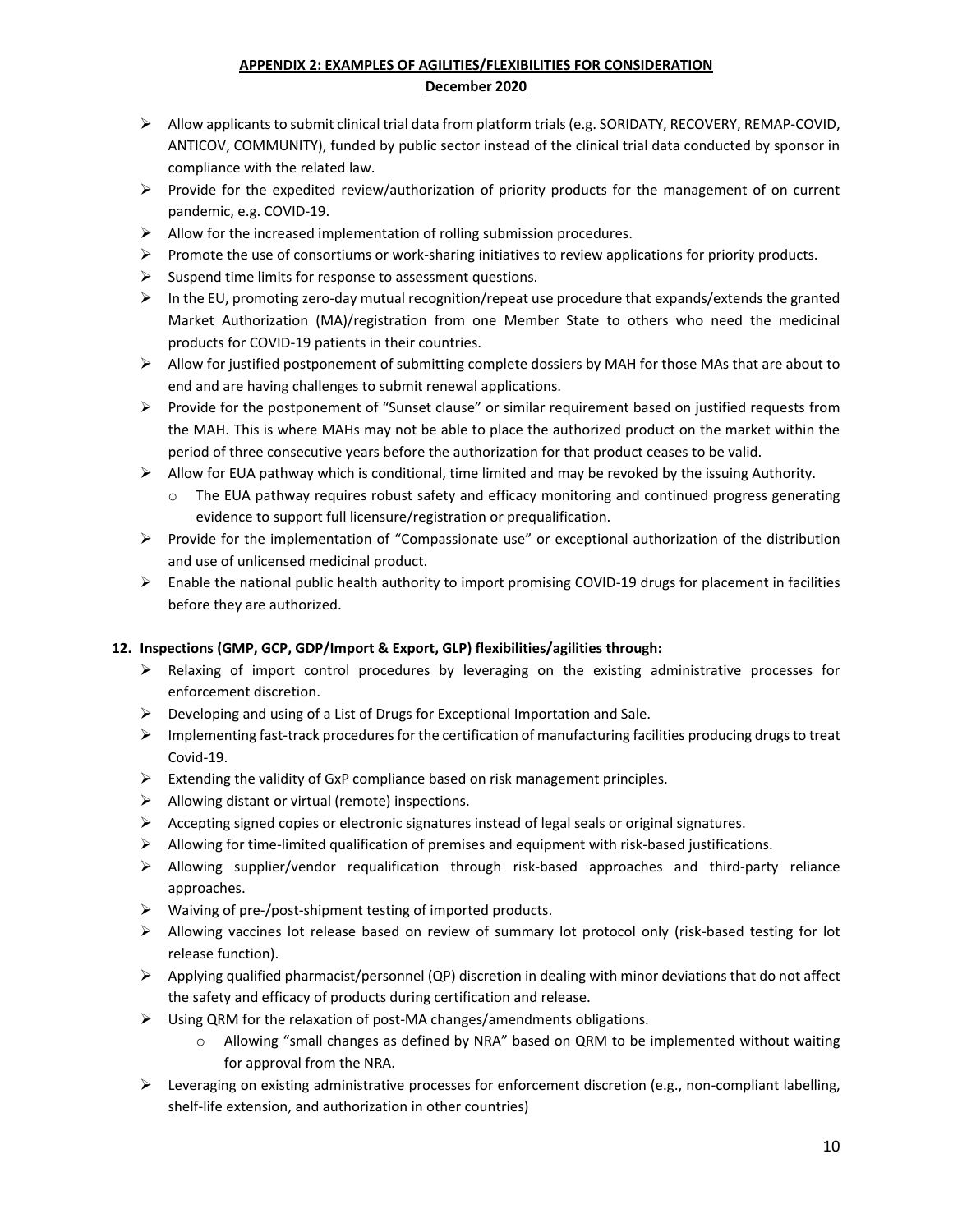**APPENDIX 2: EXAMPLES OF AGILITIES/FLEXIBILITIES FOR CONSIDERATION**

**December 2020**

- Allow applicants to submit clinical trial data from platform trials (e.g. SORIDATY, RECOVERY, REMAP-COVID, ANTICOV, COMMUNITY), funded by public sector instead of the clinical trial data conducted by sponsor in compliance with the related law.
- Provide for the expedited review/authorization of priority products for the management of on current pandemic, e.g. COVID-19.
- Allow for the increased implementation of rolling submission procedures.
- Promote the use of consortiums or work-sharing initiatives to review applications for priority products.
- Suspend time limits for response to assessment questions.
- In the EU, promoting zero-day mutual recognition/repeat use procedure that expands/extends the granted Market Authorization (MA)/registration from one Member State to others who need the medicinal products for COVID-19 patients in their countries.
- Allow for justified postponement of submitting complete dossiers by MAH for those MAs that are about to end and are having challenges to submit renewal applications.
- Provide for the postponement of "Sunset clause" or similar requirement based on justified requests from the MAH. This is where MAHs may not be able to place the authorized product on the market within the period of three consecutive years before the authorization for that product ceases to be valid.
- Allow for EUA pathway which is conditional, time limited and may be revoked by the issuing Authority.
  - The EUA pathway requires robust safety and efficacy monitoring and continued progress generating evidence to support full licensure/registration or prequalification.
- Provide for the implementation of "Compassionate use" or exceptional authorization of the distribution and use of unlicensed medicinal product.
- Enable the national public health authority to import promising COVID-19 drugs for placement in facilities before they are authorized.

**12. Inspections (GMP, GCP, GDP/Import & Export, GLP) flexibilities/agilities through:**

- Relaxing of import control procedures by leveraging on the existing administrative processes for enforcement discretion.
- Developing and using of a List of Drugs for Exceptional Importation and Sale.
- Implementing fast-track procedures for the certification of manufacturing facilities producing drugs to treat Covid-19.
- Extending the validity of GxP compliance based on risk management principles.
- Allowing distant or virtual (remote) inspections.
- Accepting signed copies or electronic signatures instead of legal seals or original signatures.
- Allowing for time-limited qualification of premises and equipment with risk-based justifications.
- Allowing supplier/vendor requalification through risk-based approaches and third-party reliance approaches.
- Waiving of pre-/post-shipment testing of imported products.
- Allowing vaccines lot release based on review of summary lot protocol only (risk-based testing for lot release function).
- Applying qualified pharmacist/personnel (QP) discretion in dealing with minor deviations that do not affect the safety and efficacy of products during certification and release.
- Using QRM for the relaxation of post-MA changes/amendments obligations.
  - Allowing "small changes as defined by NRA" based on QRM to be implemented without waiting for approval from the NRA.
- Leveraging on existing administrative processes for enforcement discretion (e.g., non-compliant labelling, shelf-life extension, and authorization in other countries)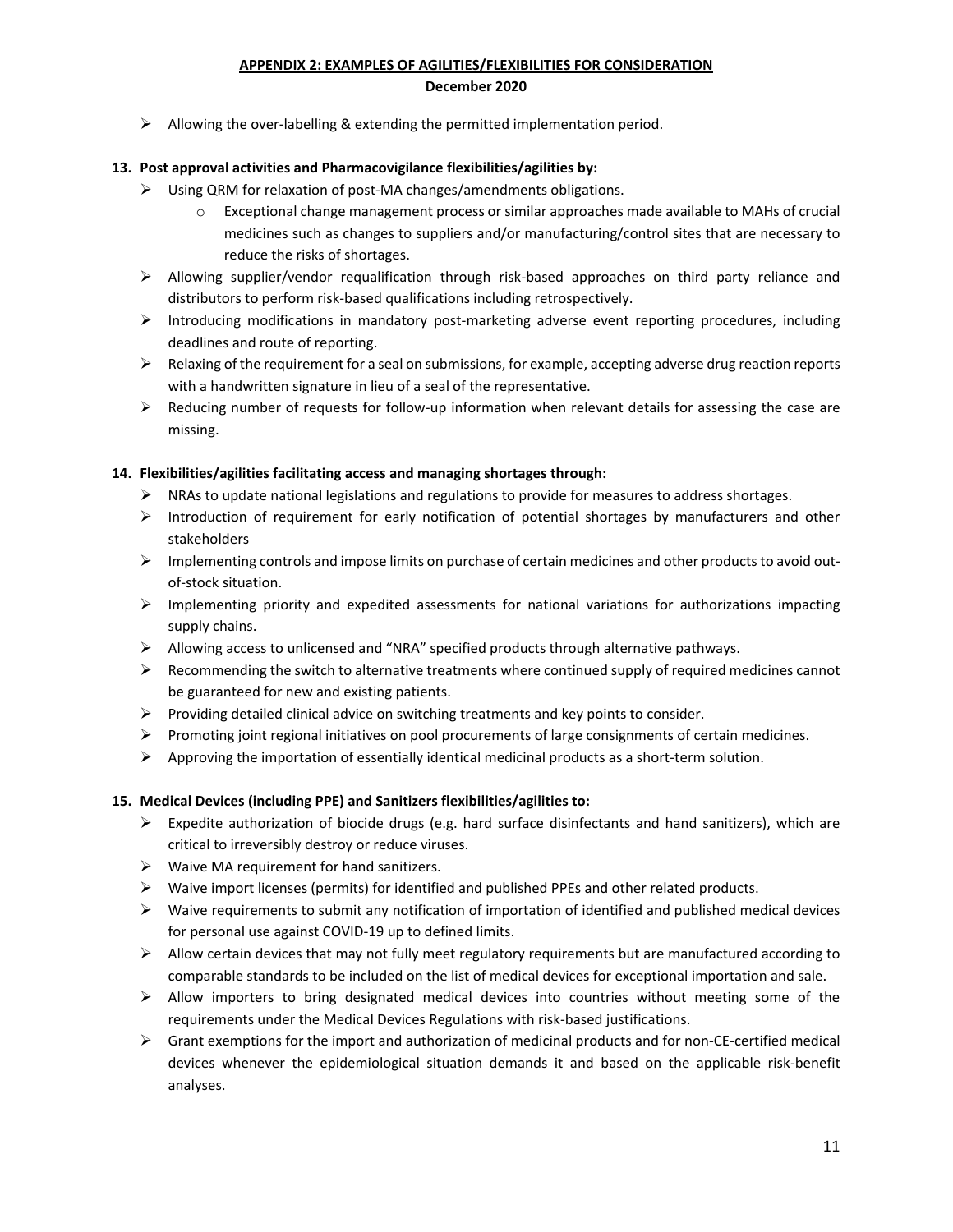## APPENDIX 2: EXAMPLES OF AGILITIES/FLEXIBILITIES FOR CONSIDERATION

## December 2020

- Allowing the over-labelling & extending the permitted implementation period.

**13. Post approval activities and Pharmacovigilance flexibilities/agilities by:**

- Using QRM for relaxation of post-MA changes/amendments obligations.
  - Exceptional change management process or similar approaches made available to MAHs of crucial medicines such as changes to suppliers and/or manufacturing/control sites that are necessary to reduce the risks of shortages.
- Allowing supplier/vendor requalification through risk-based approaches on third party reliance and distributors to perform risk-based qualifications including retrospectively.
- Introducing modifications in mandatory post-marketing adverse event reporting procedures, including deadlines and route of reporting.
- Relaxing of the requirement for a seal on submissions, for example, accepting adverse drug reaction reports with a handwritten signature in lieu of a seal of the representative.
- Reducing number of requests for follow-up information when relevant details for assessing the case are missing.

**14. Flexibilities/agilities facilitating access and managing shortages through:**

- NRAs to update national legislations and regulations to provide for measures to address shortages.
- Introduction of requirement for early notification of potential shortages by manufacturers and other stakeholders
- Implementing controls and impose limits on purchase of certain medicines and other products to avoid out-of-stock situation.
- Implementing priority and expedited assessments for national variations for authorizations impacting supply chains.
- Allowing access to unlicensed and "NRA" specified products through alternative pathways.
- Recommending the switch to alternative treatments where continued supply of required medicines cannot be guaranteed for new and existing patients.
- Providing detailed clinical advice on switching treatments and key points to consider.
- Promoting joint regional initiatives on pool procurements of large consignments of certain medicines.
- Approving the importation of essentially identical medicinal products as a short-term solution.

**15. Medical Devices (including PPE) and Sanitizers flexibilities/agilities to:**

- Expedite authorization of biocide drugs (e.g. hard surface disinfectants and hand sanitizers), which are critical to irreversibly destroy or reduce viruses.
- Waive MA requirement for hand sanitizers.
- Waive import licenses (permits) for identified and published PPEs and other related products.
- Waive requirements to submit any notification of importation of identified and published medical devices for personal use against COVID-19 up to defined limits.
- Allow certain devices that may not fully meet regulatory requirements but are manufactured according to comparable standards to be included on the list of medical devices for exceptional importation and sale.
- Allow importers to bring designated medical devices into countries without meeting some of the requirements under the Medical Devices Regulations with risk-based justifications.
- Grant exemptions for the import and authorization of medicinal products and for non-CE-certified medical devices whenever the epidemiological situation demands it and based on the applicable risk-benefit analyses.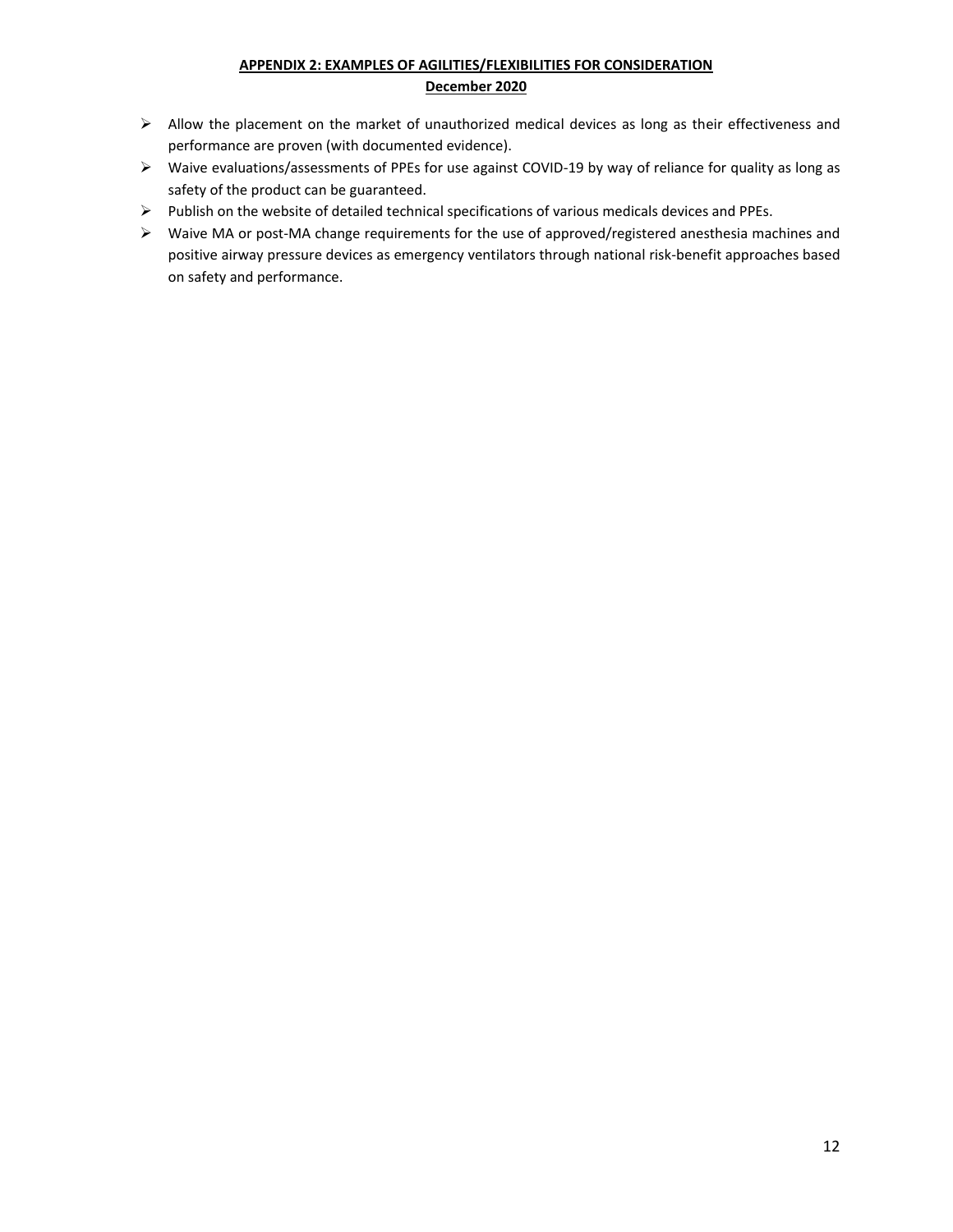## APPENDIX 2: EXAMPLES OF AGILITIES/FLEXIBILITIES FOR CONSIDERATION

**December 2020**

- Allow the placement on the market of unauthorized medical devices as long as their effectiveness and performance are proven (with documented evidence).
- Waive evaluations/assessments of PPEs for use against COVID-19 by way of reliance for quality as long as safety of the product can be guaranteed.
- Publish on the website of detailed technical specifications of various medicals devices and PPEs.
- Waive MA or post-MA change requirements for the use of approved/registered anesthesia machines and positive airway pressure devices as emergency ventilators through national risk-benefit approaches based on safety and performance.